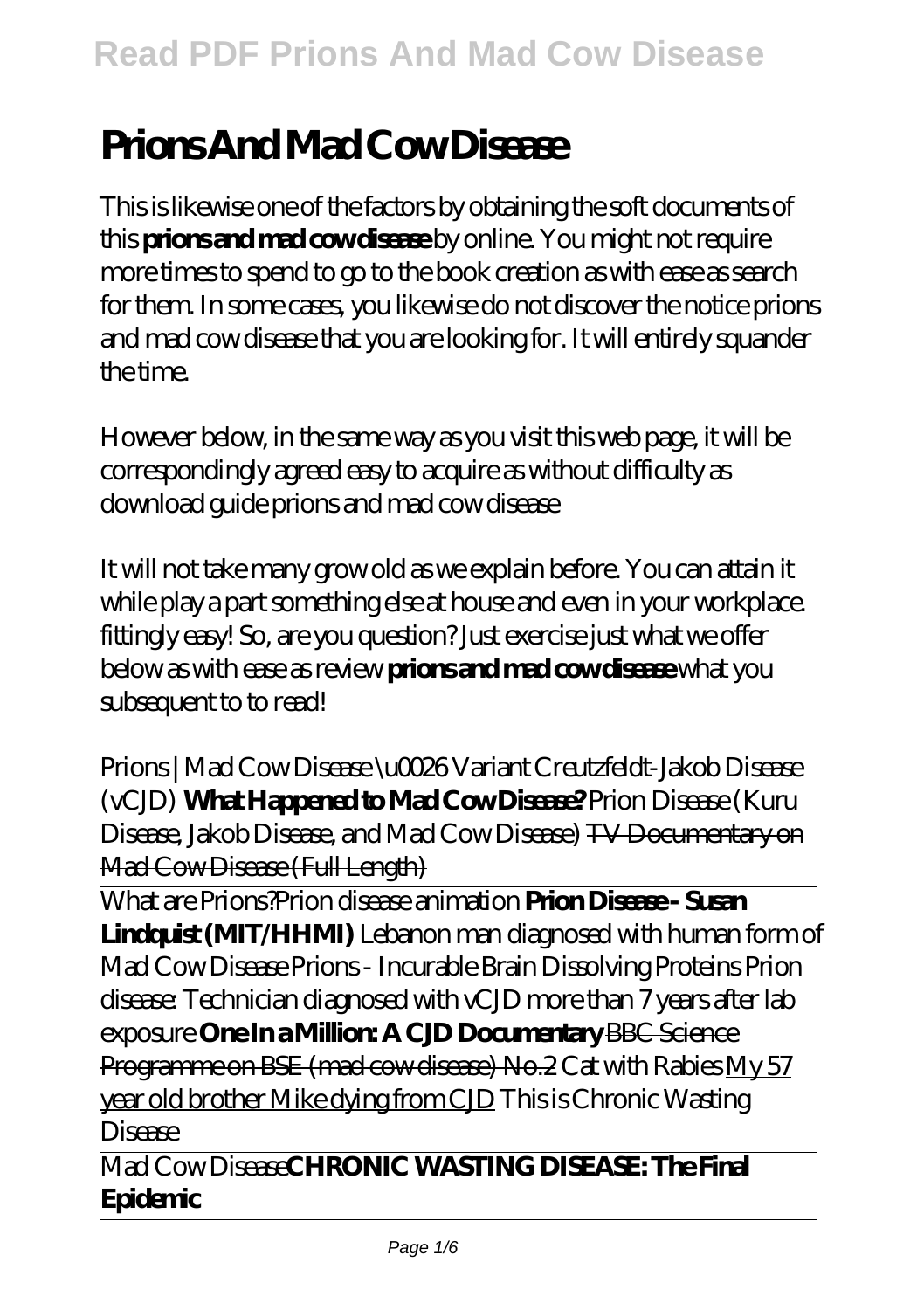# Prions And Mad Cow Disease

This is likewise one of the factors by obtaining the soft documents of this **prions and mad cow disease** by online. You might not require more times to spend to go to the book creation as with ease as search for them. In some cases, you likewise do not discover the notice prions and mad cow disease that you are looking for. It will entirely squander the time.

However below, in the same way as you visit this web page, it will be correspondingly agreed easy to acquire as without difficulty as download guide prions and mad cow disease

It will not take many grow old as we explain before. You can attain it while play a part something else at house and even in your workplace. fittingly easy! So, are you question? Just exercise just what we offer below as with ease as review **prions and mad cow disease** what you subsequent to to read!

*Prions | Mad Cow Disease \u0026 Variant Creutzfeldt-Jakob Disease (vCJD)* **What Happened to Mad Cow Disease?** *Prion Disease (Kuru Disease, Jakob Disease, and Mad Cow Disease)* TV Documentary on Mad Cow Disease (Full Length)

What are Prions?*Prion disease animation* **Prion Disease - Susan Lindquist (MIT/HHMI)** *Lebanon man diagnosed with human form of Mad Cow Disease* Prions - Incurable Brain Dissolving Proteins *Prion disease: Technician diagnosed with vCJD more than 7 years after lab exposure* **One In a Million: A CJD Documentary** BBC Science Programme on BSE (mad cow disease) No.2 *Cat with Rabies* My 57 year old brother Mike dying from CJD *This is Chronic Wasting Disease*

Mad Cow Disease**CHRONIC WASTING DISEASE: The Final Epidemic**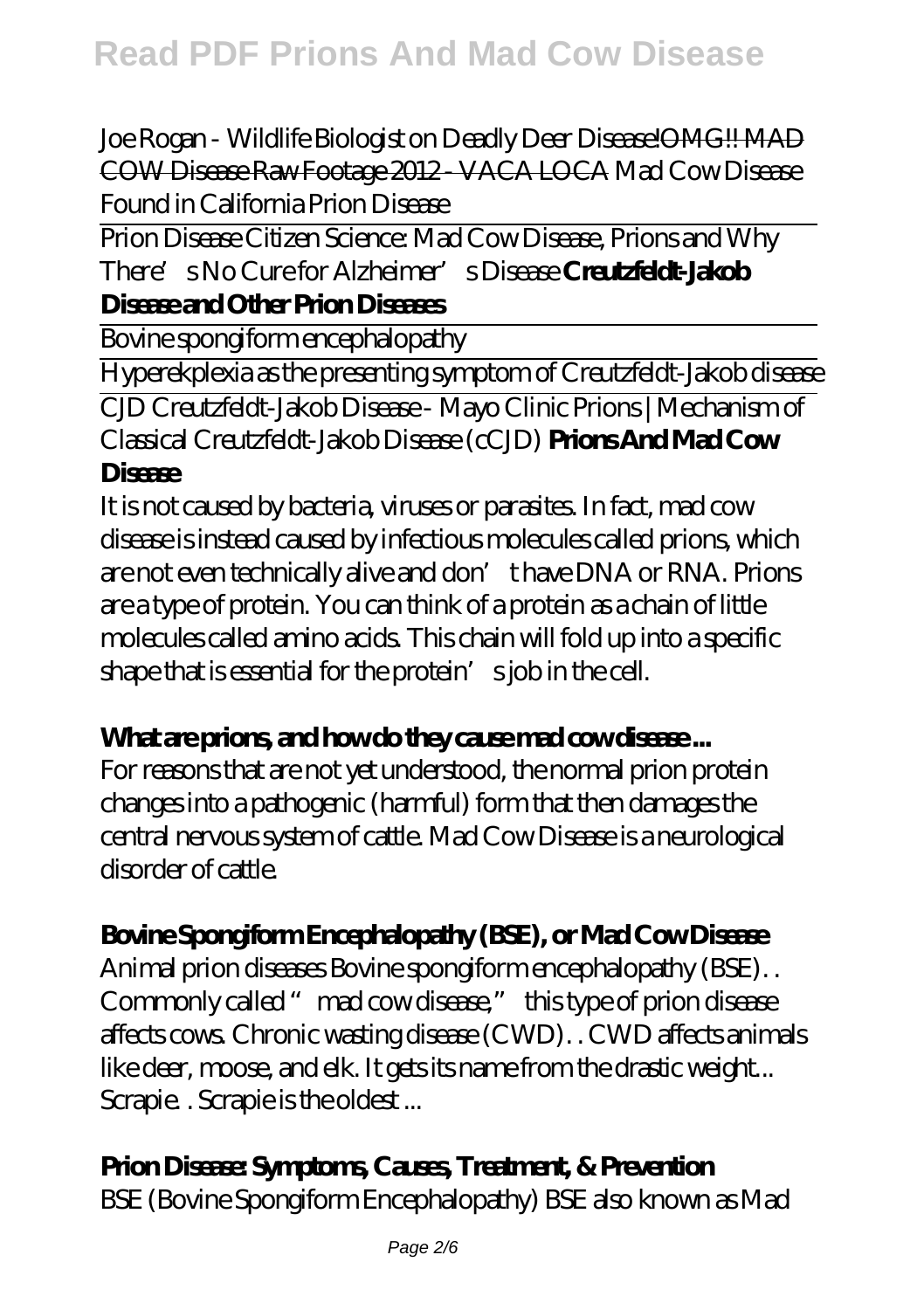*Joe Rogan - Wildlife Biologist on Deadly Deer Disease!*~~OMG!! MAD COW Disease Raw Footage 2012 - VACA LOCA~~ *Mad Cow Disease Found in California Prion Disease*

Prion Disease Citizen Science: Mad Cow Disease, Prions and Why There's No Cure for Alzheimer's Disease **Creutzfeldt-Jakob Disease and Other Prion Diseases**

Bovine spongiform encephalopathy

Hyperekplexia as the presenting symptom of Creutzfeldt-Jakob disease

CJD Creutzfeldt-Jakob Disease - Mayo Clinic *Prions | Mechanism of Classical Creutzfeldt-Jakob Disease (cCJD)* **Prions And Mad Cow Disease**

It is not caused by bacteria, viruses or parasites. In fact, mad cow disease is instead caused by infectious molecules called prions, which are not even technically alive and don't have DNA or RNA. Prions are a type of protein. You can think of a protein as a chain of little molecules called amino acids. This chain will fold up into a specific shape that is essential for the protein's job in the cell.

**What are prions, and how do they cause mad cow disease ...**

For reasons that are not yet understood, the normal prion protein changes into a pathogenic (harmful) form that then damages the central nervous system of cattle. Mad Cow Disease is a neurological disorder of cattle.

**Bovine Spongiform Encephalopathy (BSE), or Mad Cow Disease**

Animal prion diseases Bovine spongiform encephalopathy (BSE). . Commonly called "mad cow disease," this type of prion disease affects cows. Chronic wasting disease (CWD). . CWD affects animals like deer, moose, and elk. It gets its name from the drastic weight... Scrapie. . Scrapie is the oldest ...

**Prion Disease: Symptoms, Causes, Treatment, & Prevention**

BSE (Bovine Spongiform Encephalopathy) BSE also known as Mad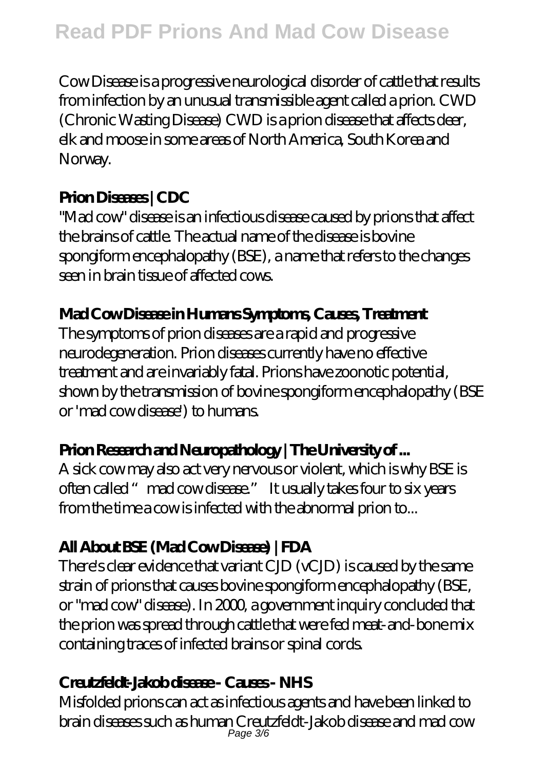Cow Disease is a progressive neurological disorder of cattle that results from infection by an unusual transmissible agent called a prion. CWD (Chronic Wasting Disease) CWD is a prion disease that affects deer, elk and moose in some areas of North America, South Korea and Norway.

### Prion Diseases | CDC

"Mad cow" disease is an infectious disease caused by prions that affect the brains of cattle. The actual name of the disease is bovine spongiform encephalopathy (BSE), a name that refers to the changes seen in brain tissue of affected cows.

### Mad Cow Disease in Humans Symptoms, Causes, Treatment

The symptoms of prion diseases are a rapid and progressive neurodegeneration. Prion diseases currently have no effective treatment and are invariably fatal. Prions have zoonotic potential, shown by the transmission of bovine spongiform encephalopathy (BSE or 'mad cow disease') to humans.

### Prion Research and Neuropathology | The University of ...

A sick cow may also act very nervous or violent, which is why BSE is often called "mad cow disease." It usually takes four to six years from the time a cow is infected with the abnormal prion to...

### All About BSE (Mad Cow Disease) | FDA

There's clear evidence that variant CJD (vCJD) is caused by the same strain of prions that causes bovine spongiform encephalopathy (BSE, or "mad cow" disease). In 2000, a government inquiry concluded that the prion was spread through cattle that were fed meat-and-bone mix containing traces of infected brains or spinal cords.

### Creutzfeldt-Jakob disease - Causes - NHS

Misfolded prions can act as infectious agents and have been linked to brain diseases such as human Creutzfeldt-Jakob disease and mad cow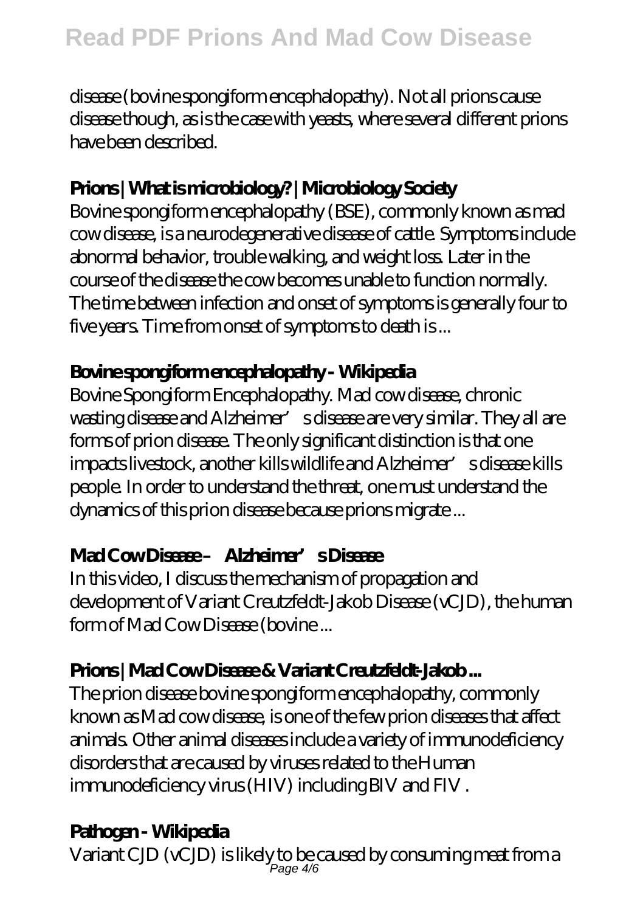disease (bovine spongiform encephalopathy). Not all prions cause disease though, as is the case with yeasts, where several different prions have been described.

### Prions | What is microbiology? | Microbiology Society

Bovine spongiform encephalopathy (BSE), commonly known as mad cow disease, is a neurodegenerative disease of cattle. Symptoms include abnormal behavior, trouble walking, and weight loss. Later in the course of the disease the cow becomes unable to function normally. The time between infection and onset of symptoms is generally four to five years. Time from onset of symptoms to death is ...

### Bovine spongiform encephalopathy - Wikipedia

Bovine Spongiform Encephalopathy. Mad cow disease, chronic wasting disease and Alzheimer's disease are very similar. They all are forms of prion disease. The only significant distinction is that one impacts livestock, another kills wildlife and Alzheimer's disease kills people. In order to understand the threat, one must understand the dynamics of this prion disease because prions migrate ...

### Mad Cow Disease – Alzheimer's Disease

In this video, I discuss the mechanism of propagation and development of Variant Creutzfeldt-Jakob Disease (vCJD), the human form of Mad Cow Disease (bovine ...

### Prions | Mad Cow Disease & Variant Creutzfeldt-Jakob ...

The prion disease bovine spongiform encephalopathy, commonly known as Mad cow disease, is one of the few prion diseases that affect animals. Other animal diseases include a variety of immunodeficiency disorders that are caused by viruses related to the Human immunodeficiency virus (HIV) including BIV and FIV .

### Pathogen - Wikipedia

Variant CJD (vCJD) is likely to be caused by consuming meat from a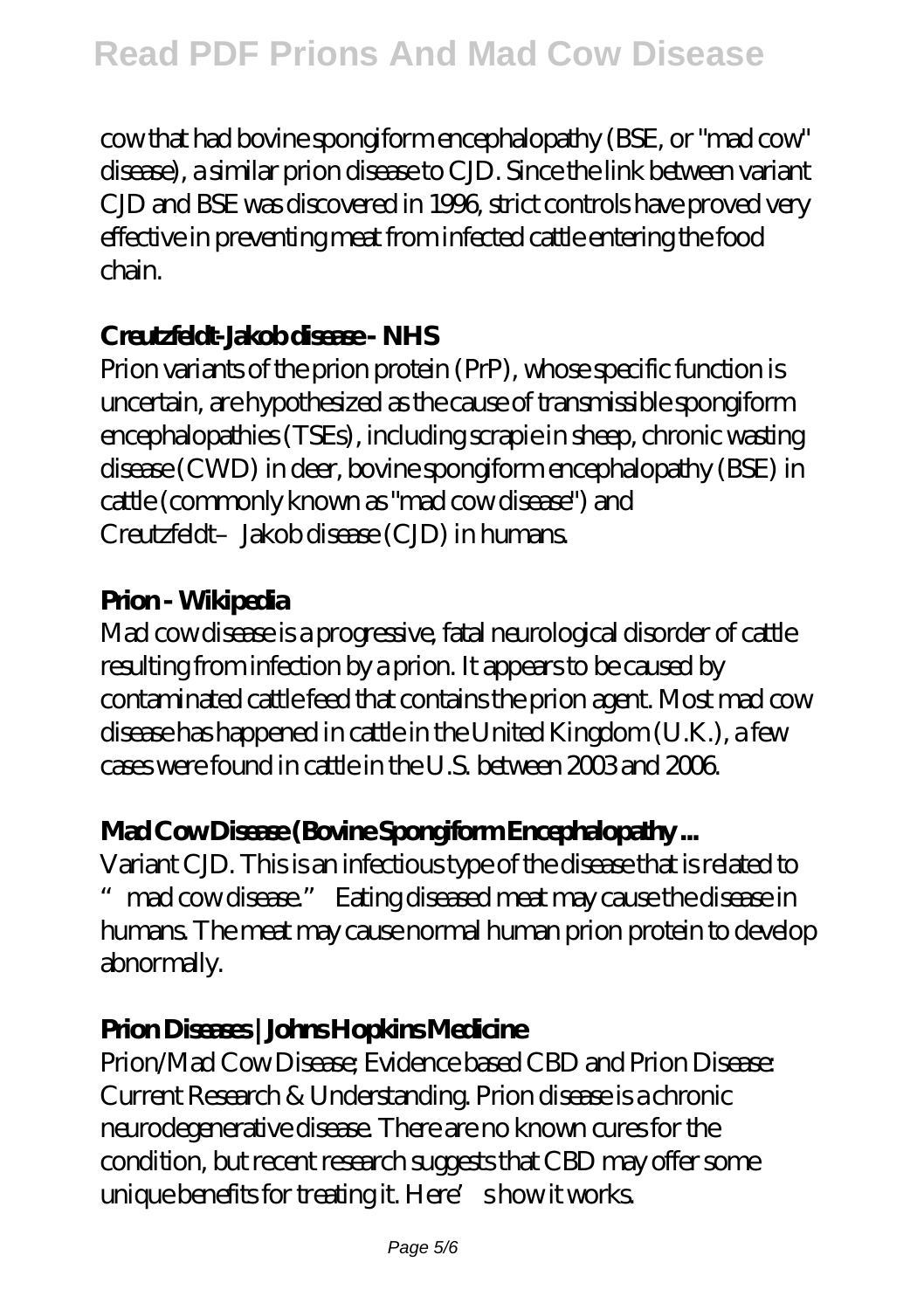cow that had bovine spongiform encephalopathy (BSE, or "mad cow" disease), a similar prion disease to CJD. Since the link between variant CJD and BSE was discovered in 1996, strict controls have proved very effective in preventing meat from infected cattle entering the food chain.

**Creutzfeldt-Jakob disease - NHS**

Prion variants of the prion protein (PrP), whose specific function is uncertain, are hypothesized as the cause of transmissible spongiform encephalopathies (TSEs), including scrapie in sheep, chronic wasting disease (CWD) in deer, bovine spongiform encephalopathy (BSE) in cattle (commonly known as "mad cow disease") and Creutzfeldt–Jakob disease (CJD) in humans.

**Prion - Wikipedia**

Mad cow disease is a progressive, fatal neurological disorder of cattle resulting from infection by a prion. It appears to be caused by contaminated cattle feed that contains the prion agent. Most mad cow disease has happened in cattle in the United Kingdom (U.K.), a few cases were found in cattle in the U.S. between 2003 and 2006.

**Mad Cow Disease (Bovine Spongiform Encephalopathy ...**

Variant CJD. This is an infectious type of the disease that is related to "mad cow disease." Eating diseased meat may cause the disease in humans. The meat may cause normal human prion protein to develop abnormally.

**Prion Diseases | Johns Hopkins Medicine**

Prion/Mad Cow Disease; Evidence based CBD and Prion Disease: Current Research & Understanding. Prion disease is a chronic neurodegenerative disease. There are no known cures for the condition, but recent research suggests that CBD may offer some unique benefits for treating it. Here's how it works.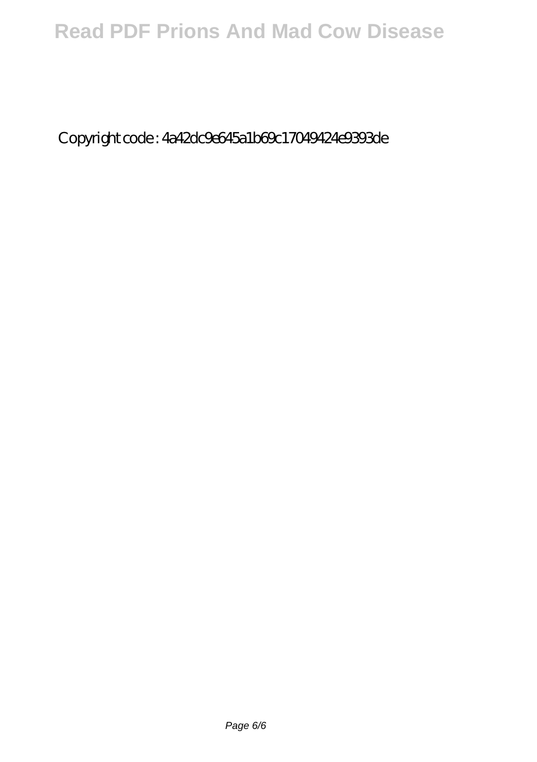Copyright code : 4a42dc9e645a1b69c17049424e9393de